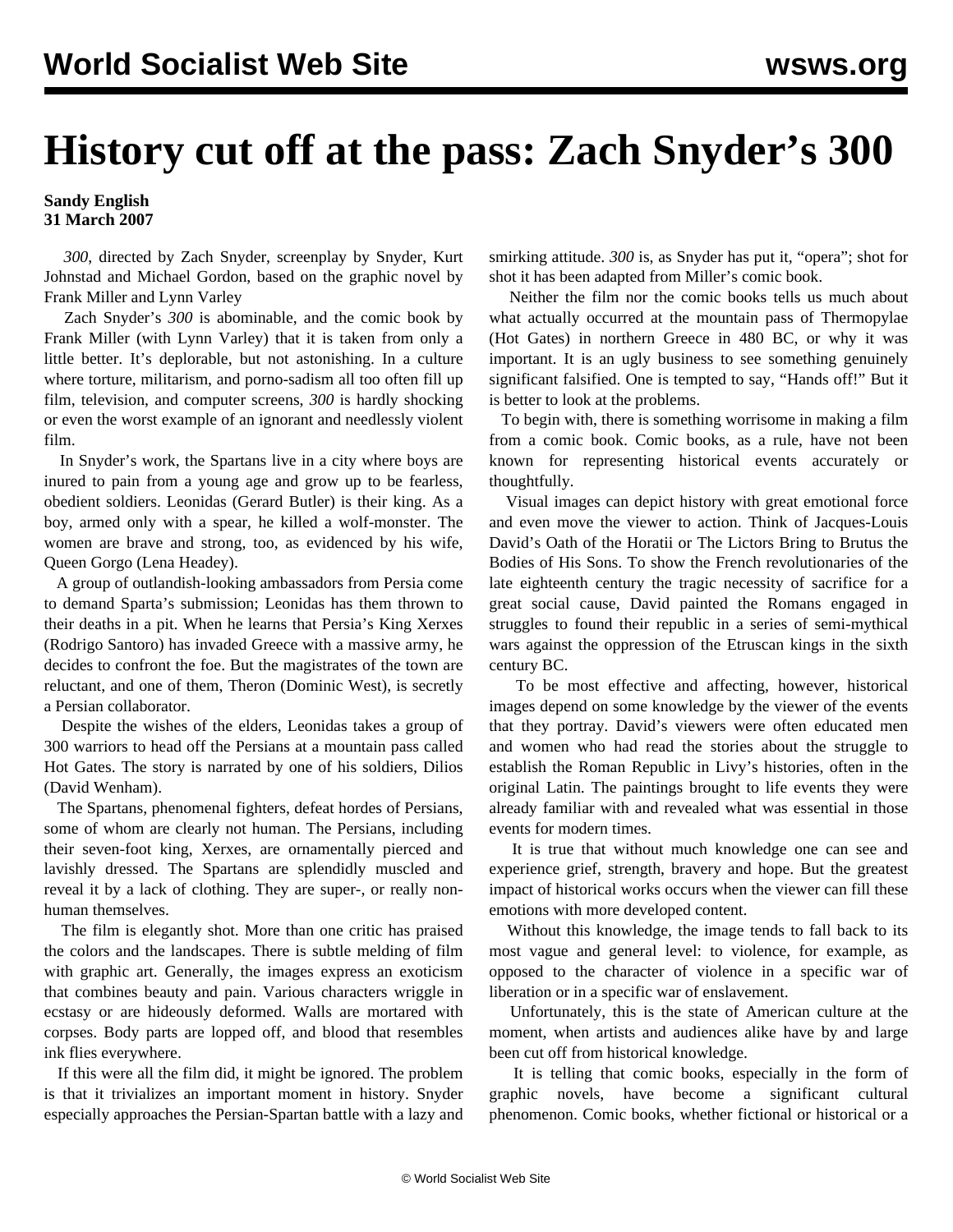# History cut off at the pass: Zach Snyder's 300

**Sandy English**
**31 March 2007**

*300*, directed by Zach Snyder, screenplay by Snyder, Kurt Johnstad and Michael Gordon, based on the graphic novel by Frank Miller and Lynn Varley

Zach Snyder's *300* is abominable, and the comic book by Frank Miller (with Lynn Varley) that it is taken from only a little better. It's deplorable, but not astonishing. In a culture where torture, militarism, and porno-sadism all too often fill up film, television, and computer screens, *300* is hardly shocking or even the worst example of an ignorant and needlessly violent film.

In Snyder's work, the Spartans live in a city where boys are inured to pain from a young age and grow up to be fearless, obedient soldiers. Leonidas (Gerard Butler) is their king. As a boy, armed only with a spear, he killed a wolf-monster. The women are brave and strong, too, as evidenced by his wife, Queen Gorgo (Lena Headey).

A group of outlandish-looking ambassadors from Persia come to demand Sparta's submission; Leonidas has them thrown to their deaths in a pit. When he learns that Persia's King Xerxes (Rodrigo Santoro) has invaded Greece with a massive army, he decides to confront the foe. But the magistrates of the town are reluctant, and one of them, Theron (Dominic West), is secretly a Persian collaborator.

Despite the wishes of the elders, Leonidas takes a group of 300 warriors to head off the Persians at a mountain pass called Hot Gates. The story is narrated by one of his soldiers, Dilios (David Wenham).

The Spartans, phenomenal fighters, defeat hordes of Persians, some of whom are clearly not human. The Persians, including their seven-foot king, Xerxes, are ornamentally pierced and lavishly dressed. The Spartans are splendidly muscled and reveal it by a lack of clothing. They are super-, or really non-human themselves.

The film is elegantly shot. More than one critic has praised the colors and the landscapes. There is subtle melding of film with graphic art. Generally, the images express an exoticism that combines beauty and pain. Various characters wriggle in ecstasy or are hideously deformed. Walls are mortared with corpses. Body parts are lopped off, and blood that resembles ink flies everywhere.

If this were all the film did, it might be ignored. The problem is that it trivializes an important moment in history. Snyder especially approaches the Persian-Spartan battle with a lazy and smirking attitude. *300* is, as Snyder has put it, "opera"; shot for shot it has been adapted from Miller's comic book.

Neither the film nor the comic books tells us much about what actually occurred at the mountain pass of Thermopylae (Hot Gates) in northern Greece in 480 BC, or why it was important. It is an ugly business to see something genuinely significant falsified. One is tempted to say, "Hands off!" But it is better to look at the problems.

To begin with, there is something worrisome in making a film from a comic book. Comic books, as a rule, have not been known for representing historical events accurately or thoughtfully.

Visual images can depict history with great emotional force and even move the viewer to action. Think of Jacques-Louis David's Oath of the Horatii or The Lictors Bring to Brutus the Bodies of His Sons. To show the French revolutionaries of the late eighteenth century the tragic necessity of sacrifice for a great social cause, David painted the Romans engaged in struggles to found their republic in a series of semi-mythical wars against the oppression of the Etruscan kings in the sixth century BC.

To be most effective and affecting, however, historical images depend on some knowledge by the viewer of the events that they portray. David's viewers were often educated men and women who had read the stories about the struggle to establish the Roman Republic in Livy's histories, often in the original Latin. The paintings brought to life events they were already familiar with and revealed what was essential in those events for modern times.

It is true that without much knowledge one can see and experience grief, strength, bravery and hope. But the greatest impact of historical works occurs when the viewer can fill these emotions with more developed content.

Without this knowledge, the image tends to fall back to its most vague and general level: to violence, for example, as opposed to the character of violence in a specific war of liberation or in a specific war of enslavement.

Unfortunately, this is the state of American culture at the moment, when artists and audiences alike have by and large been cut off from historical knowledge.

It is telling that comic books, especially in the form of graphic novels, have become a significant cultural phenomenon. Comic books, whether fictional or historical or a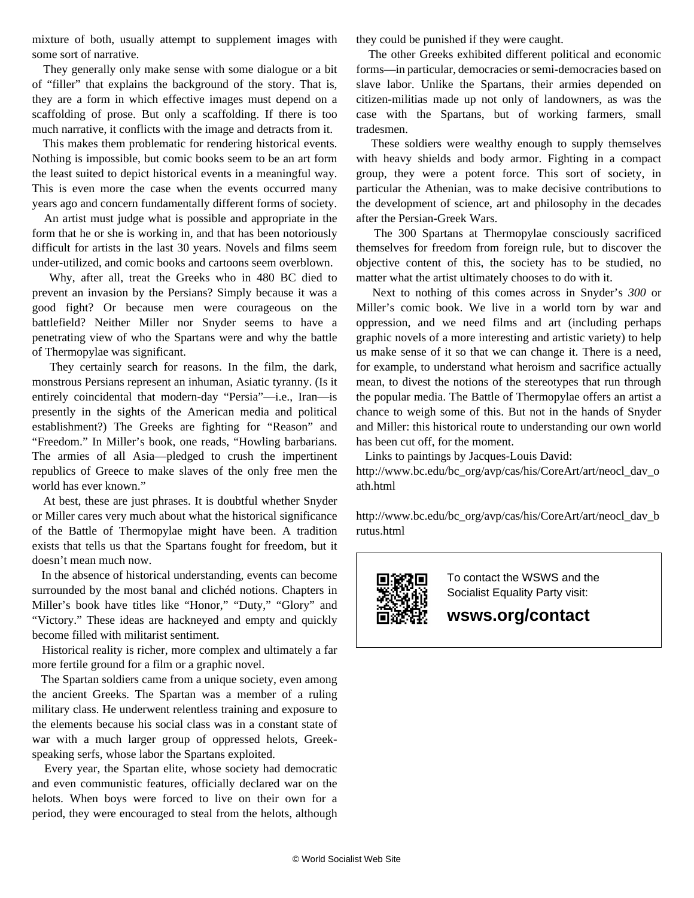mixture of both, usually attempt to supplement images with some sort of narrative.

They generally only make sense with some dialogue or a bit of "filler" that explains the background of the story. That is, they are a form in which effective images must depend on a scaffolding of prose. But only a scaffolding. If there is too much narrative, it conflicts with the image and detracts from it.

This makes them problematic for rendering historical events. Nothing is impossible, but comic books seem to be an art form the least suited to depict historical events in a meaningful way. This is even more the case when the events occurred many years ago and concern fundamentally different forms of society.

An artist must judge what is possible and appropriate in the form that he or she is working in, and that has been notoriously difficult for artists in the last 30 years. Novels and films seem under-utilized, and comic books and cartoons seem overblown.

Why, after all, treat the Greeks who in 480 BC died to prevent an invasion by the Persians? Simply because it was a good fight? Or because men were courageous on the battlefield? Neither Miller nor Snyder seems to have a penetrating view of who the Spartans were and why the battle of Thermopylae was significant.

They certainly search for reasons. In the film, the dark, monstrous Persians represent an inhuman, Asiatic tyranny. (Is it entirely coincidental that modern-day "Persia"—i.e., Iran—is presently in the sights of the American media and political establishment?) The Greeks are fighting for "Reason" and "Freedom." In Miller's book, one reads, "Howling barbarians. The armies of all Asia—pledged to crush the impertinent republics of Greece to make slaves of the only free men the world has ever known."

At best, these are just phrases. It is doubtful whether Snyder or Miller cares very much about what the historical significance of the Battle of Thermopylae might have been. A tradition exists that tells us that the Spartans fought for freedom, but it doesn't mean much now.

In the absence of historical understanding, events can become surrounded by the most banal and clichéd notions. Chapters in Miller's book have titles like "Honor," "Duty," "Glory" and "Victory." These ideas are hackneyed and empty and quickly become filled with militarist sentiment.

Historical reality is richer, more complex and ultimately a far more fertile ground for a film or a graphic novel.

The Spartan soldiers came from a unique society, even among the ancient Greeks. The Spartan was a member of a ruling military class. He underwent relentless training and exposure to the elements because his social class was in a constant state of war with a much larger group of oppressed helots, Greek-speaking serfs, whose labor the Spartans exploited.

Every year, the Spartan elite, whose society had democratic and even communistic features, officially declared war on the helots. When boys were forced to live on their own for a period, they were encouraged to steal from the helots, although they could be punished if they were caught.

The other Greeks exhibited different political and economic forms—in particular, democracies or semi-democracies based on slave labor. Unlike the Spartans, their armies depended on citizen-militias made up not only of landowners, as was the case with the Spartans, but of working farmers, small tradesmen.

These soldiers were wealthy enough to supply themselves with heavy shields and body armor. Fighting in a compact group, they were a potent force. This sort of society, in particular the Athenian, was to make decisive contributions to the development of science, art and philosophy in the decades after the Persian-Greek Wars.

The 300 Spartans at Thermopylae consciously sacrificed themselves for freedom from foreign rule, but to discover the objective content of this, the society has to be studied, no matter what the artist ultimately chooses to do with it.

Next to nothing of this comes across in Snyder's *300* or Miller's comic book. We live in a world torn by war and oppression, and we need films and art (including perhaps graphic novels of a more interesting and artistic variety) to help us make sense of it so that we can change it. There is a need, for example, to understand what heroism and sacrifice actually mean, to divest the notions of the stereotypes that run through the popular media. The Battle of Thermopylae offers an artist a chance to weigh some of this. But not in the hands of Snyder and Miller: this historical route to understanding our own world has been cut off, for the moment.

Links to paintings by Jacques-Louis David:

http://www.bc.edu/bc_org/avp/cas/his/CoreArt/art/neocl_dav_oath.html

http://www.bc.edu/bc_org/avp/cas/his/CoreArt/art/neocl_dav_brutus.html

To contact the WSWS and the Socialist Equality Party visit:

**wsws.org/contact**